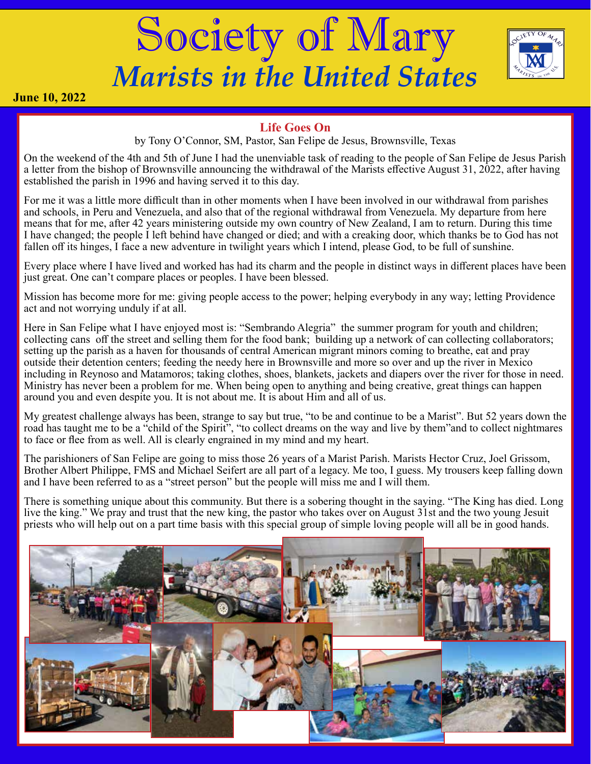# Society of Mary

## *Marists in the United States*

**June 10, 2022**

### Life Goes On

by Tony O'Connor, SM, Pastor, San Felipe de Jesus, Brownsville, Texas

On the weekend of the 4th and 5th of June I had the unenviable task of reading to the people of San Felipe de Jesus Parish a letter from the bishop of Brownsville announcing the withdrawal of the Marists effective August 31, 2022, after having established the parish in 1996 and having served it to this day.

For me it was a little more difficult than in other moments when I have been involved in our withdrawal from parishes and schools, in Peru and Venezuela, and also that of the regional withdrawal from Venezuela. My departure from here means that for me, after 42 years ministering outside my own country of New Zealand, I am to return. During this time I have changed; the people I left behind have changed or died; and with a creaking door, which thanks be to God has not fallen off its hinges, I face a new adventure in twilight years which I intend, please God, to be full of sunshine.

Every place where I have lived and worked has had its charm and the people in distinct ways in different places have been just great. One can't compare places or peoples. I have been blessed.

Mission has become more for me: giving people access to the power; helping everybody in any way; letting Providence act and not worrying unduly if at all.

Here in San Felipe what I have enjoyed most is: "Sembrando Alegria" the summer program for youth and children; collecting cans off the street and selling them for the food bank; building up a network of can collecting collaborators; setting up the parish as a haven for thousands of central American migrant minors coming to breathe, eat and pray outside their detention centers; feeding the needy here in Brownsville and more so over and up the river in Mexico including in Reynoso and Matamoros; taking clothes, shoes, blankets, jackets and diapers over the river for those in need. Ministry has never been a problem for me. When being open to anything and being creative, great things can happen around you and even despite you. It is not about me. It is about Him and all of us.

My greatest challenge always has been, strange to say but true, "to be and continue to be a Marist". But 52 years down the road has taught me to be a "child of the Spirit", "to collect dreams on the way and live by them"and to collect nightmares to face or flee from as well. All is clearly engrained in my mind and my heart.

The parishioners of San Felipe are going to miss those 26 years of a Marist Parish. Marists Hector Cruz, Joel Grissom, Brother Albert Philippe, FMS and Michael Seifert are all part of a legacy. Me too, I guess. My trousers keep falling down and I have been referred to as a "street person" but the people will miss me and I will them.

There is something unique about this community. But there is a sobering thought in the saying. "The King has died. Long live the king." We pray and trust that the new king, the pastor who takes over on August 31st and the two young Jesuit priests who will help out on a part time basis with this special group of simple loving people will all be in good hands.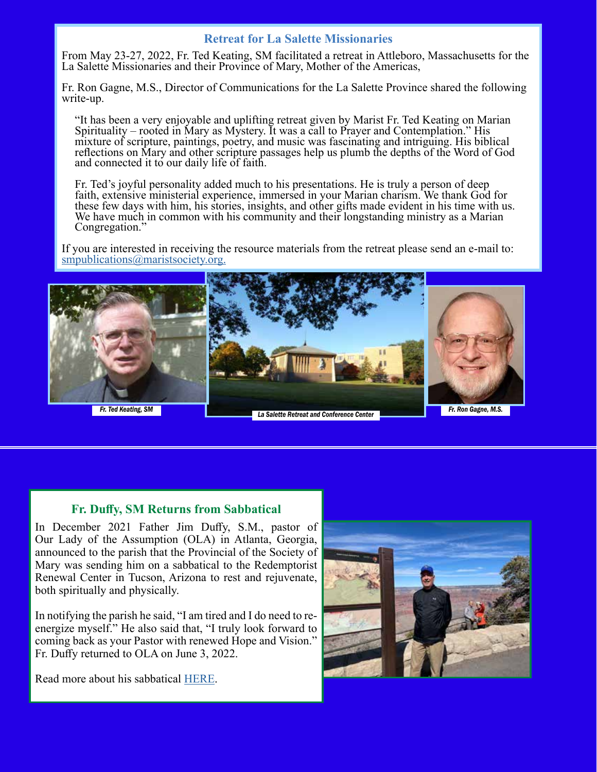## Retreat for La Salette Missionaries

From May 23-27, 2022, Fr. Ted Keating, SM facilitated a retreat in Attleboro, Massachusetts for the La Salette Missionaries and their Province of Mary, Mother of the Americas,

Fr. Ron Gagne, M.S., Director of Communications for the La Salette Province shared the following write-up.

> "It has been a very enjoyable and uplifting retreat given by Marist Fr. Ted Keating on Marian Spirituality – rooted in Mary as Mystery. It was a call to Prayer and Contemplation." His mixture of scripture, paintings, poetry, and music was fascinating and intriguing. His biblical reflections on Mary and other scripture passages help us plumb the depths of the Word of God and connected it to our daily life of faith.
>
> Fr. Ted's joyful personality added much to his presentations. He is truly a person of deep faith, extensive ministerial experience, immersed in your Marian charism. We thank God for these few days with him, his stories, insights, and other gifts made evident in his time with us. We have much in common with his community and their longstanding ministry as a Marian Congregation."

If you are interested in receiving the resource materials from the retreat please send an e-mail to: smpublications@maristsociety.org.

*Fr. Ted Keating, SM*

*La Salette Retreat and Conference Center*

*Fr. Ron Gagne, M.S.*

## Fr. Duffy, SM Returns from Sabbatical

In December 2021 Father Jim Duffy, S.M., pastor of Our Lady of the Assumption (OLA) in Atlanta, Georgia, announced to the parish that the Provincial of the Society of Mary was sending him on a sabbatical to the Redemptorist Renewal Center in Tucson, Arizona to rest and rejuvenate, both spiritually and physically.

In notifying the parish he said, "I am tired and I do need to re-energize myself." He also said that, "I truly look forward to coming back as your Pastor with renewed Hope and Vision." Fr. Duffy returned to OLA on June 3, 2022.

Read more about his sabbatical HERE.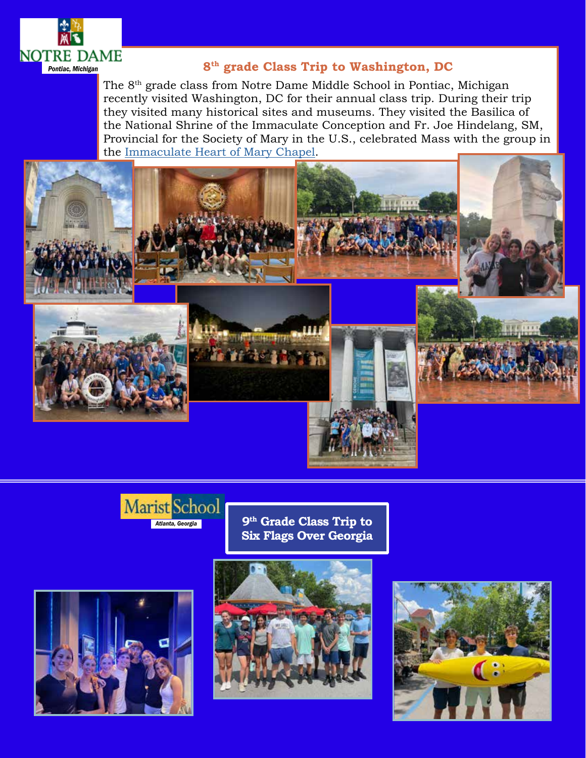NOTRE DAME

*Pontiac, Michigan*

## 8th grade Class Trip to Washington, DC

The 8th grade class from Notre Dame Middle School in Pontiac, Michigan recently visited Washington, DC for their annual class trip. During their trip they visited many historical sites and museums. They visited the Basilica of the National Shrine of the Immaculate Conception and Fr. Joe Hindelang, SM, Provincial for the Society of Mary in the U.S., celebrated Mass with the group in the [Immaculate Heart of Mary Chapel](#).

---

Marist School

*Atlanta, Georgia*

## 9th Grade Class Trip to Six Flags Over Georgia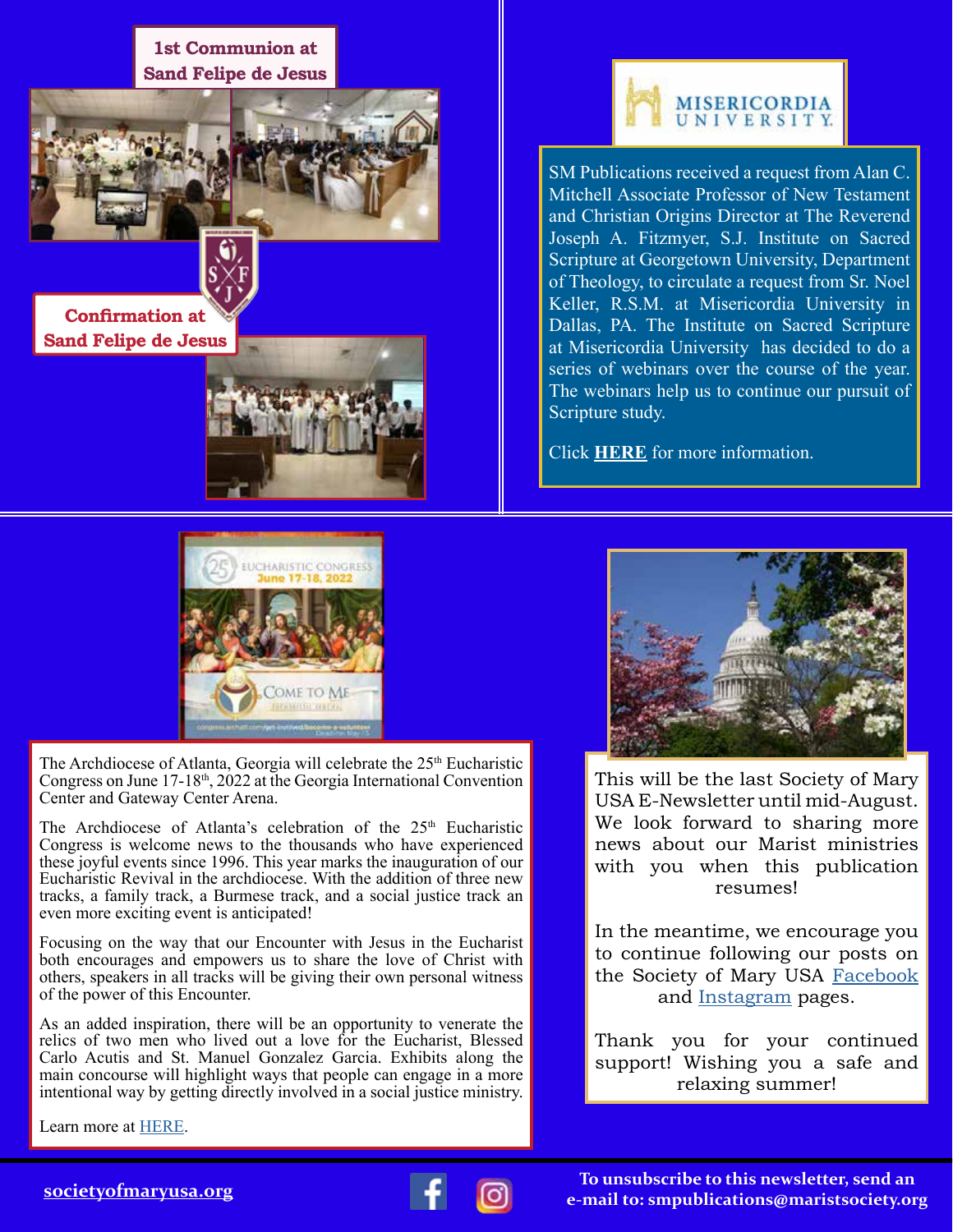**1st Communion at Sand Felipe de Jesus**

**Confirmation at Sand Felipe de Jesus**

SM Publications received a request from Alan C. Mitchell Associate Professor of New Testament and Christian Origins Director at The Reverend Joseph A. Fitzmyer, S.J. Institute on Sacred Scripture at Georgetown University, Department of Theology, to circulate a request from Sr. Noel Keller, R.S.M. at Misericordia University in Dallas, PA. The Institute on Sacred Scripture at Misericordia University has decided to do a series of webinars over the course of the year. The webinars help us to continue our pursuit of Scripture study.

Click **HERE** for more information.

The Archdiocese of Atlanta, Georgia will celebrate the 25th Eucharistic Congress on June 17-18th, 2022 at the Georgia International Convention Center and Gateway Center Arena.

The Archdiocese of Atlanta's celebration of the 25th Eucharistic Congress is welcome news to the thousands who have experienced these joyful events since 1996. This year marks the inauguration of our Eucharistic Revival in the archdiocese. With the addition of three new tracks, a family track, a Burmese track, and a social justice track an even more exciting event is anticipated!

Focusing on the way that our Encounter with Jesus in the Eucharist both encourages and empowers us to share the love of Christ with others, speakers in all tracks will be giving their own personal witness of the power of this Encounter.

As an added inspiration, there will be an opportunity to venerate the relics of two men who lived out a love for the Eucharist, Blessed Carlo Acutis and St. Manuel Gonzalez Garcia. Exhibits along the main concourse will highlight ways that people can engage in a more intentional way by getting directly involved in a social justice ministry.

Learn more at HERE.

This will be the last Society of Mary USA E-Newsletter until mid-August. We look forward to sharing more news about our Marist ministries with you when this publication resumes!

In the meantime, we encourage you to continue following our posts on the Society of Mary USA Facebook and Instagram pages.

Thank you for your continued support! Wishing you a safe and relaxing summer!

**societyofmaryusa.org**

**To unsubscribe to this newsletter, send an e-mail to: smpublications@maristsociety.org**